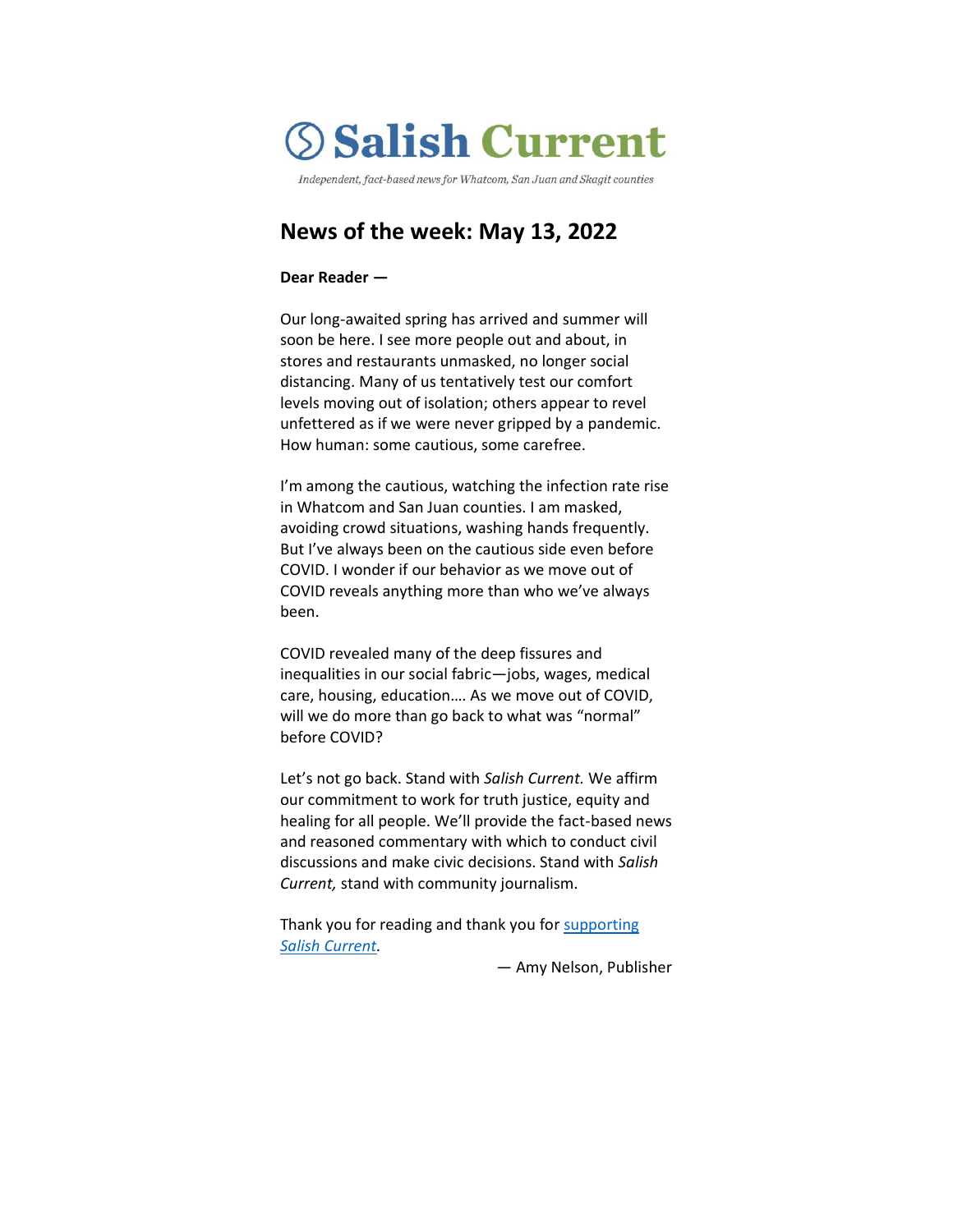# Salish Current

*Independent, fact-based news for Whatcom, San Juan and Skagit counties*

## News of the week: May 13, 2022

**Dear Reader —**

Our long-awaited spring has arrived and summer will soon be here. I see more people out and about, in stores and restaurants unmasked, no longer social distancing. Many of us tentatively test our comfort levels moving out of isolation; others appear to revel unfettered as if we were never gripped by a pandemic. How human: some cautious, some carefree.

I'm among the cautious, watching the infection rate rise in Whatcom and San Juan counties. I am masked, avoiding crowd situations, washing hands frequently. But I've always been on the cautious side even before COVID. I wonder if our behavior as we move out of COVID reveals anything more than who we've always been.

COVID revealed many of the deep fissures and inequalities in our social fabric—jobs, wages, medical care, housing, education…. As we move out of COVID, will we do more than go back to what was "normal" before COVID?

Let's not go back. Stand with *Salish Current.* We affirm our commitment to work for truth justice, equity and healing for all people. We'll provide the fact-based news and reasoned commentary with which to conduct civil discussions and make civic decisions. Stand with *Salish Current,* stand with community journalism.

Thank you for reading and thank you for supporting *Salish Current*.

— Amy Nelson, Publisher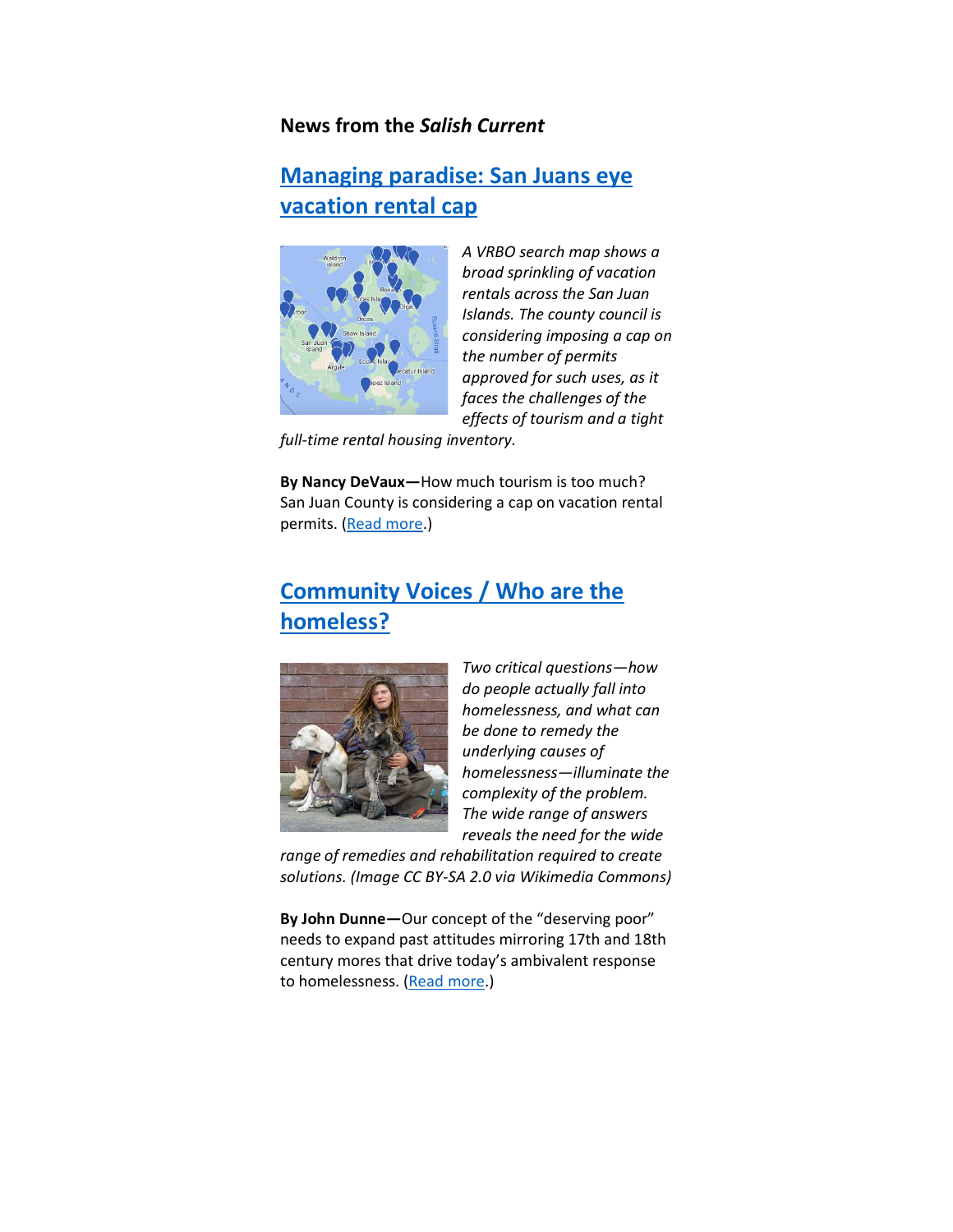**News from the *Salish Current***

## [Managing paradise: San Juans eye vacation rental cap]

*A VRBO search map shows a broad sprinkling of vacation rentals across the San Juan Islands. The county council is considering imposing a cap on the number of permits approved for such uses, as it faces the challenges of the effects of tourism and a tight full-time rental housing inventory.*

**By Nancy DeVaux—**How much tourism is too much? San Juan County is considering a cap on vacation rental permits. (Read more.)

## [Community Voices / Who are the homeless?]

*Two critical questions—how do people actually fall into homelessness, and what can be done to remedy the underlying causes of homelessness—illuminate the complexity of the problem. The wide range of answers reveals the need for the wide range of remedies and rehabilitation required to create solutions. (Image CC BY-SA 2.0 via Wikimedia Commons)*

**By John Dunne—**Our concept of the "deserving poor" needs to expand past attitudes mirroring 17th and 18th century mores that drive today's ambivalent response to homelessness. (Read more.)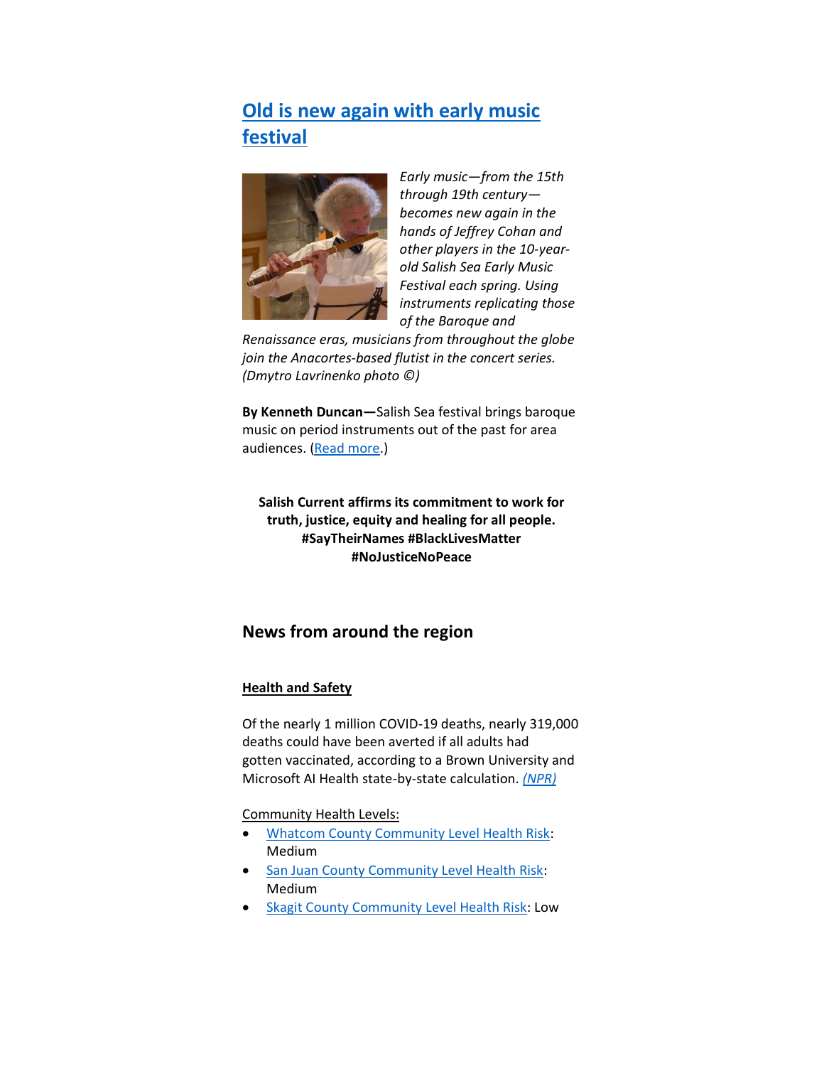## Old is new again with early music festival

*Early music—from the 15th through 19th century—becomes new again in the hands of Jeffrey Cohan and other players in the 10-year-old Salish Sea Early Music Festival each spring. Using instruments replicating those of the Baroque and Renaissance eras, musicians from throughout the globe join the Anacortes-based flutist in the concert series. (Dmytro Lavrinenko photo ©)*

**By Kenneth Duncan—**Salish Sea festival brings baroque music on period instruments out of the past for area audiences. (Read more.)

**Salish Current affirms its commitment to work for truth, justice, equity and healing for all people. #SayTheirNames #BlackLivesMatter #NoJusticeNoPeace**

### News from around the region

**Health and Safety**

Of the nearly 1 million COVID-19 deaths, nearly 319,000 deaths could have been averted if all adults had gotten vaccinated, according to a Brown University and Microsoft AI Health state-by-state calculation. *(NPR)*

Community Health Levels:

- Whatcom County Community Level Health Risk: Medium
- San Juan County Community Level Health Risk: Medium
- Skagit County Community Level Health Risk: Low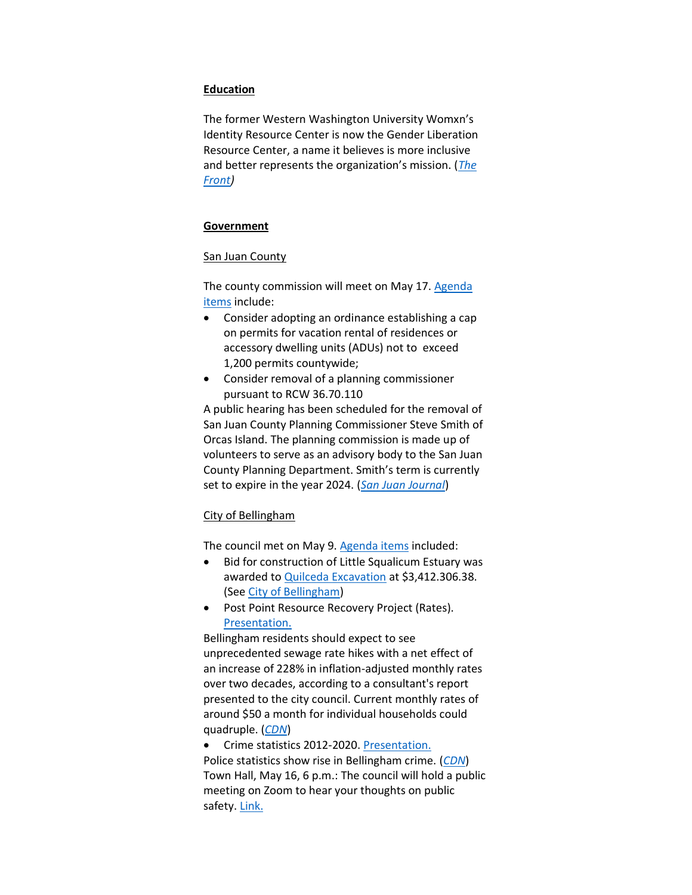**Education**

The former Western Washington University Womxn's Identity Resource Center is now the Gender Liberation Resource Center, a name it believes is more inclusive and better represents the organization's mission. (*The Front*)

**Government**

San Juan County

The county commission will meet on May 17. Agenda items include:

- Consider adopting an ordinance establishing a cap on permits for vacation rental of residences or accessory dwelling units (ADUs) not to exceed 1,200 permits countywide;
- Consider removal of a planning commissioner pursuant to RCW 36.70.110

A public hearing has been scheduled for the removal of San Juan County Planning Commissioner Steve Smith of Orcas Island. The planning commission is made up of volunteers to serve as an advisory body to the San Juan County Planning Department. Smith's term is currently set to expire in the year 2024. (*San Juan Journal*)

City of Bellingham

The council met on May 9. Agenda items included:

- Bid for construction of Little Squalicum Estuary was awarded to Quilceda Excavation at $3,412,306.38. (See City of Bellingham)
- Post Point Resource Recovery Project (Rates). Presentation.

Bellingham residents should expect to see unprecedented sewage rate hikes with a net effect of an increase of 228% in inflation-adjusted monthly rates over two decades, according to a consultant's report presented to the city council. Current monthly rates of around $50 a month for individual households could quadruple. (*CDN*)

- Crime statistics 2012-2020. Presentation.

Police statistics show rise in Bellingham crime. (*CDN*)
Town Hall, May 16, 6 p.m.: The council will hold a public meeting on Zoom to hear your thoughts on public safety. Link.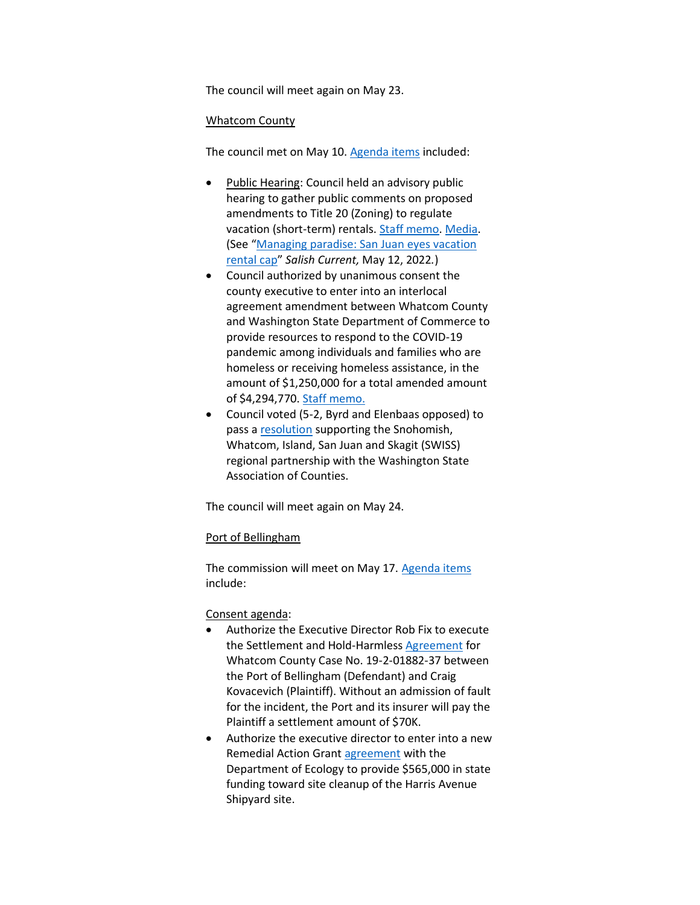The council will meet again on May 23.

Whatcom County

The council met on May 10. Agenda items included:

- Public Hearing: Council held an advisory public hearing to gather public comments on proposed amendments to Title 20 (Zoning) to regulate vacation (short-term) rentals. Staff memo. Media. (See "Managing paradise: San Juan eyes vacation rental cap" *Salish Current,* May 12, 2022.)
- Council authorized by unanimous consent the county executive to enter into an interlocal agreement amendment between Whatcom County and Washington State Department of Commerce to provide resources to respond to the COVID-19 pandemic among individuals and families who are homeless or receiving homeless assistance, in the amount of $1,250,000 for a total amended amount of $4,294,770. Staff memo.
- Council voted (5-2, Byrd and Elenbaas opposed) to pass a resolution supporting the Snohomish, Whatcom, Island, San Juan and Skagit (SWISS) regional partnership with the Washington State Association of Counties.

The council will meet again on May 24.

Port of Bellingham

The commission will meet on May 17. Agenda items include:

Consent agenda:

- Authorize the Executive Director Rob Fix to execute the Settlement and Hold-Harmless Agreement for Whatcom County Case No. 19-2-01882-37 between the Port of Bellingham (Defendant) and Craig Kovacevich (Plaintiff). Without an admission of fault for the incident, the Port and its insurer will pay the Plaintiff a settlement amount of $70K.
- Authorize the executive director to enter into a new Remedial Action Grant agreement with the Department of Ecology to provide $565,000 in state funding toward site cleanup of the Harris Avenue Shipyard site.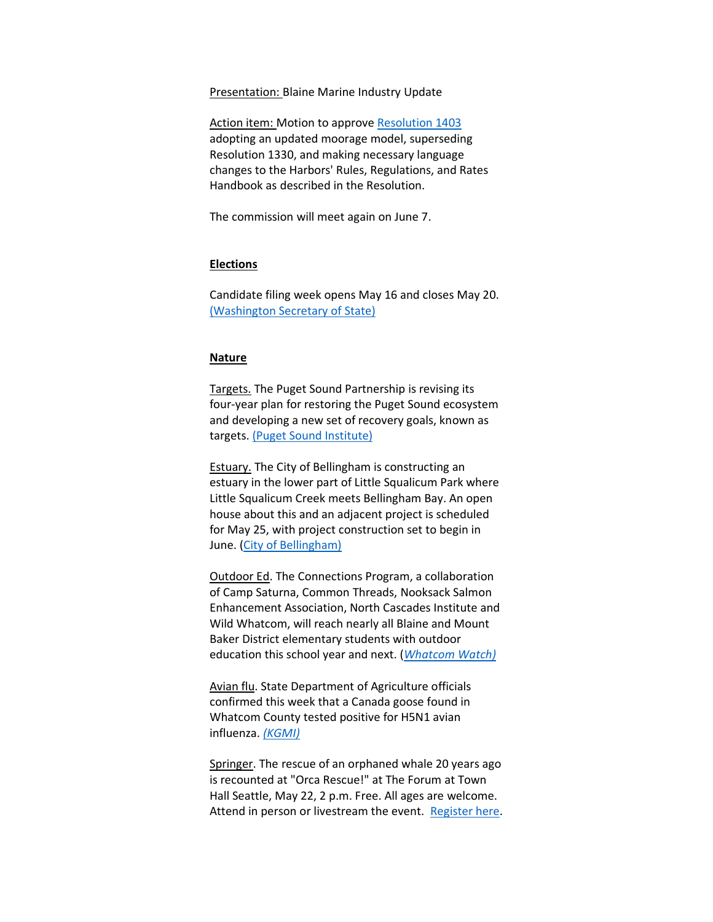Presentation: Blaine Marine Industry Update

Action item: Motion to approve [Resolution 1403](#) adopting an updated moorage model, superseding Resolution 1330, and making necessary language changes to the Harbors' Rules, Regulations, and Rates Handbook as described in the Resolution.

The commission will meet again on June 7.

**Elections**

Candidate filing week opens May 16 and closes May 20. [(Washington Secretary of State)](#)

**Nature**

Targets. The Puget Sound Partnership is revising its four-year plan for restoring the Puget Sound ecosystem and developing a new set of recovery goals, known as targets. [(Puget Sound Institute)](#)

Estuary. The City of Bellingham is constructing an estuary in the lower part of Little Squalicum Park where Little Squalicum Creek meets Bellingham Bay. An open house about this and an adjacent project is scheduled for May 25, with project construction set to begin in June. ([City of Bellingham)](#)

Outdoor Ed. The Connections Program, a collaboration of Camp Saturna, Common Threads, Nooksack Salmon Enhancement Association, North Cascades Institute and Wild Whatcom, will reach nearly all Blaine and Mount Baker District elementary students with outdoor education this school year and next. ([*Whatcom Watch)*](#)

Avian flu. State Department of Agriculture officials confirmed this week that a Canada goose found in Whatcom County tested positive for H5N1 avian influenza. [*(KGMI)*](#)

Springer. The rescue of an orphaned whale 20 years ago is recounted at "Orca Rescue!" at The Forum at Town Hall Seattle, May 22, 2 p.m. Free. All ages are welcome. Attend in person or livestream the event. [Register here](#).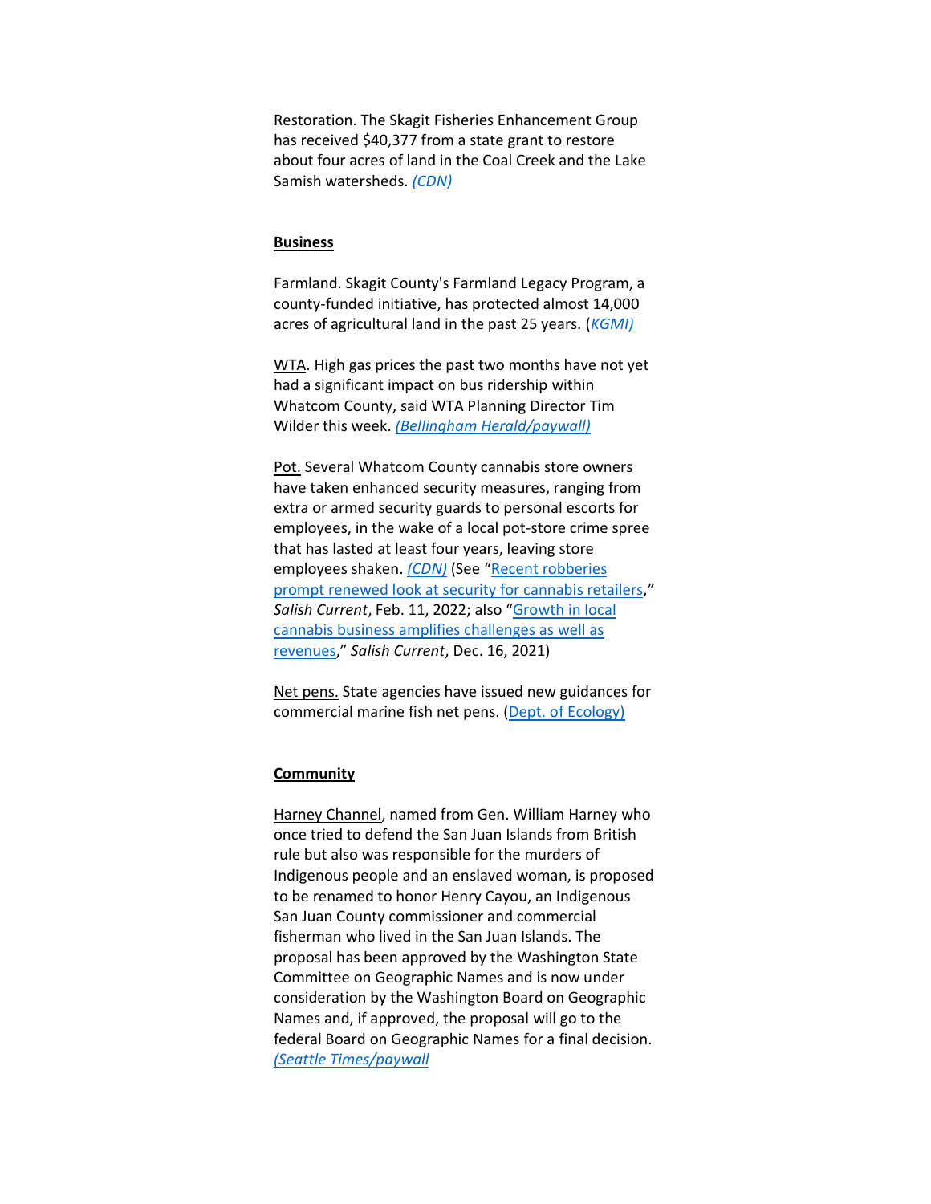Restoration. The Skagit Fisheries Enhancement Group has received $40,377 from a state grant to restore about four acres of land in the Coal Creek and the Lake Samish watersheds. *(CDN)*

**Business**

Farmland. Skagit County's Farmland Legacy Program, a county-funded initiative, has protected almost 14,000 acres of agricultural land in the past 25 years. (*KGMI)*

WTA. High gas prices the past two months have not yet had a significant impact on bus ridership within Whatcom County, said WTA Planning Director Tim Wilder this week. *(Bellingham Herald/paywall)*

Pot. Several Whatcom County cannabis store owners have taken enhanced security measures, ranging from extra or armed security guards to personal escorts for employees, in the wake of a local pot-store crime spree that has lasted at least four years, leaving store employees shaken. *(CDN)* (See "Recent robberies prompt renewed look at security for cannabis retailers," *Salish Current*, Feb. 11, 2022; also "Growth in local cannabis business amplifies challenges as well as revenues," *Salish Current*, Dec. 16, 2021)

Net pens. State agencies have issued new guidances for commercial marine fish net pens. (Dept. of Ecology)

**Community**

Harney Channel, named from Gen. William Harney who once tried to defend the San Juan Islands from British rule but also was responsible for the murders of Indigenous people and an enslaved woman, is proposed to be renamed to honor Henry Cayou, an Indigenous San Juan County commissioner and commercial fisherman who lived in the San Juan Islands. The proposal has been approved by the Washington State Committee on Geographic Names and is now under consideration by the Washington Board on Geographic Names and, if approved, the proposal will go to the federal Board on Geographic Names for a final decision. *(Seattle Times/paywall*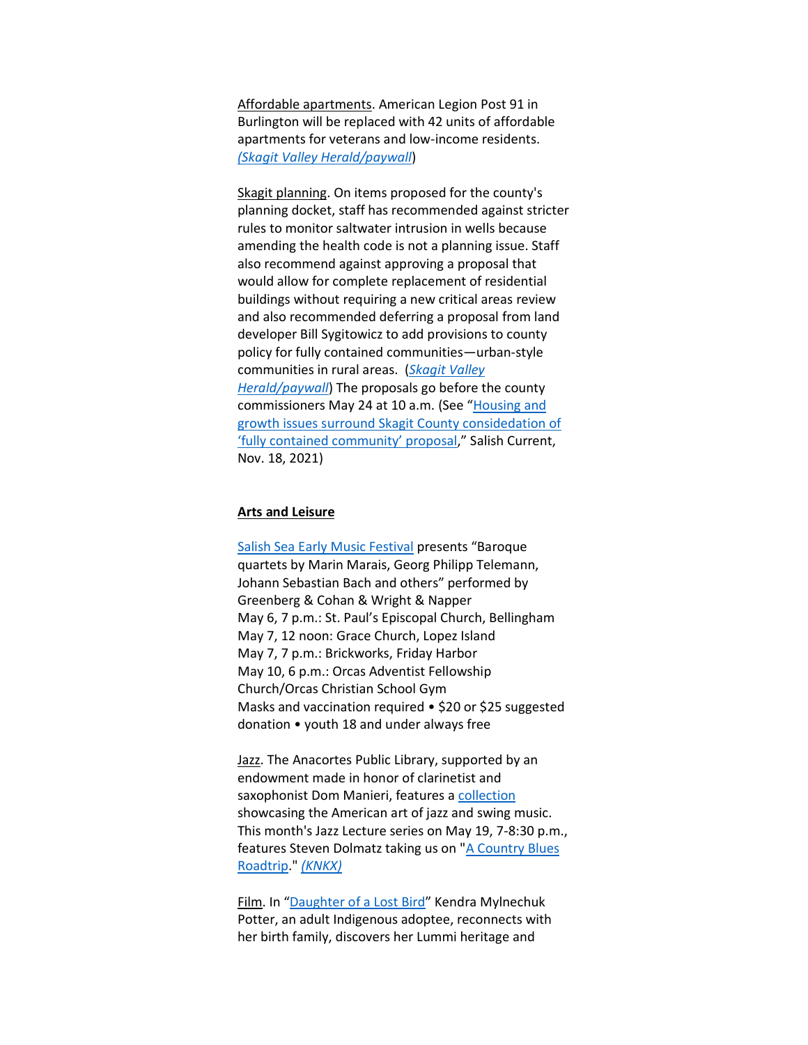Affordable apartments. American Legion Post 91 in Burlington will be replaced with 42 units of affordable apartments for veterans and low-income residents. *(Skagit Valley Herald/paywall*)

Skagit planning. On items proposed for the county's planning docket, staff has recommended against stricter rules to monitor saltwater intrusion in wells because amending the health code is not a planning issue. Staff also recommend against approving a proposal that would allow for complete replacement of residential buildings without requiring a new critical areas review and also recommended deferring a proposal from land developer Bill Sygitowicz to add provisions to county policy for fully contained communities—urban-style communities in rural areas. (*Skagit Valley Herald/paywall*) The proposals go before the county commissioners May 24 at 10 a.m. (See "Housing and growth issues surround Skagit County considedation of 'fully contained community' proposal," Salish Current, Nov. 18, 2021)

**Arts and Leisure**

Salish Sea Early Music Festival presents "Baroque quartets by Marin Marais, Georg Philipp Telemann, Johann Sebastian Bach and others" performed by Greenberg & Cohan & Wright & Napper
May 6, 7 p.m.: St. Paul's Episcopal Church, Bellingham
May 7, 12 noon: Grace Church, Lopez Island
May 7, 7 p.m.: Brickworks, Friday Harbor
May 10, 6 p.m.: Orcas Adventist Fellowship Church/Orcas Christian School Gym
Masks and vaccination required • $20 or $25 suggested donation • youth 18 and under always free

Jazz. The Anacortes Public Library, supported by an endowment made in honor of clarinetist and saxophonist Dom Manieri, features a collection showcasing the American art of jazz and swing music. This month's Jazz Lecture series on May 19, 7-8:30 p.m., features Steven Dolmatz taking us on "A Country Blues Roadtrip." *(KNKX)*

Film. In "Daughter of a Lost Bird" Kendra Mylnechuk Potter, an adult Indigenous adoptee, reconnects with her birth family, discovers her Lummi heritage and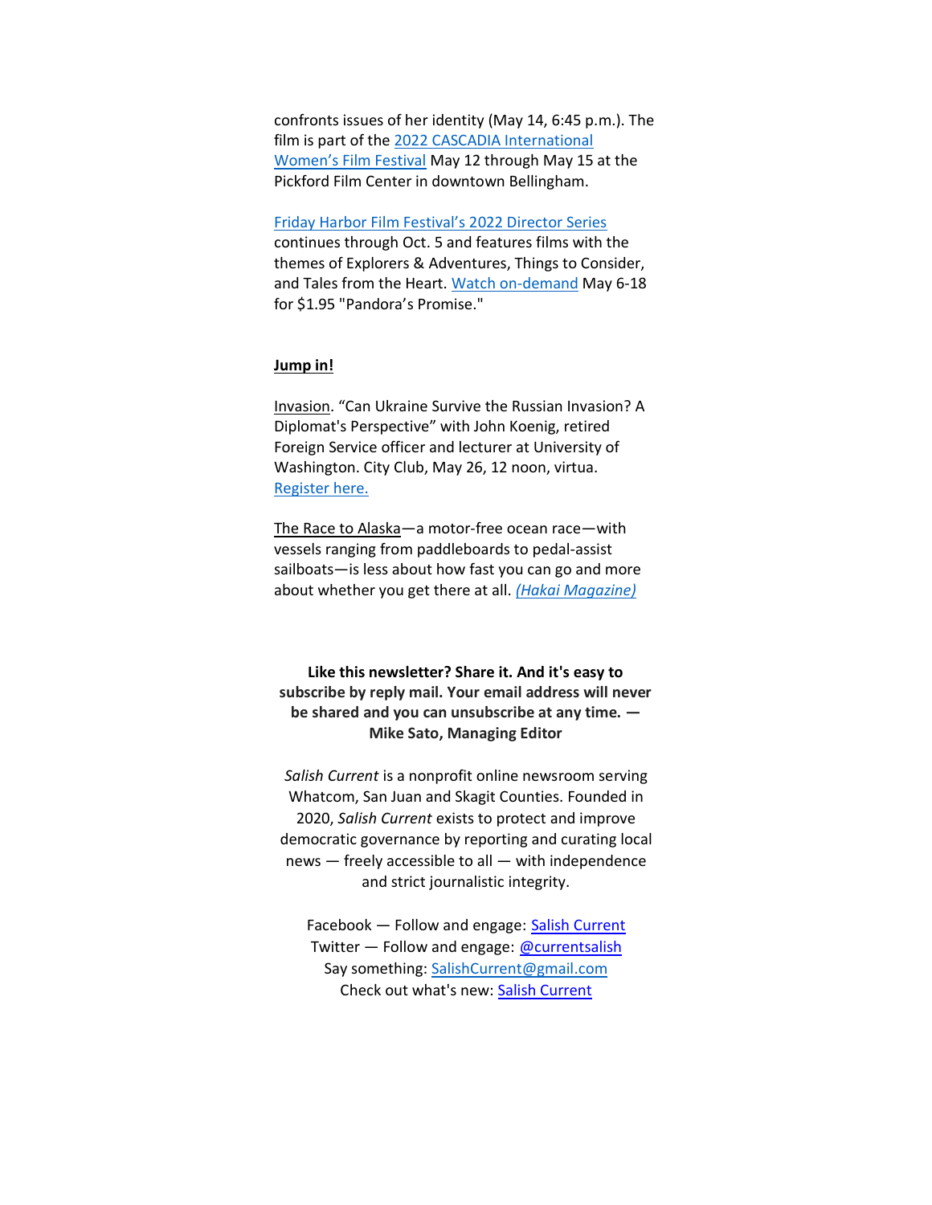confronts issues of her identity (May 14, 6:45 p.m.). The film is part of the 2022 CASCADIA International Women's Film Festival May 12 through May 15 at the Pickford Film Center in downtown Bellingham.

Friday Harbor Film Festival's 2022 Director Series continues through Oct. 5 and features films with the themes of Explorers & Adventures, Things to Consider, and Tales from the Heart. Watch on-demand May 6-18 for $1.95 "Pandora's Promise."

**Jump in!**

Invasion. "Can Ukraine Survive the Russian Invasion? A Diplomat's Perspective" with John Koenig, retired Foreign Service officer and lecturer at University of Washington. City Club, May 26, 12 noon, virtua. Register here.

The Race to Alaska—a motor-free ocean race—with vessels ranging from paddleboards to pedal-assist sailboats—is less about how fast you can go and more about whether you get there at all. *(Hakai Magazine)*

**Like this newsletter? Share it. And it's easy to subscribe by reply mail. Your email address will never be shared and you can unsubscribe at any time. — Mike Sato, Managing Editor**

*Salish Current* is a nonprofit online newsroom serving Whatcom, San Juan and Skagit Counties. Founded in 2020, *Salish Current* exists to protect and improve democratic governance by reporting and curating local news — freely accessible to all — with independence and strict journalistic integrity.

Facebook — Follow and engage: Salish Current
Twitter — Follow and engage: @currentsalish
Say something: SalishCurrent@gmail.com
Check out what's new: Salish Current